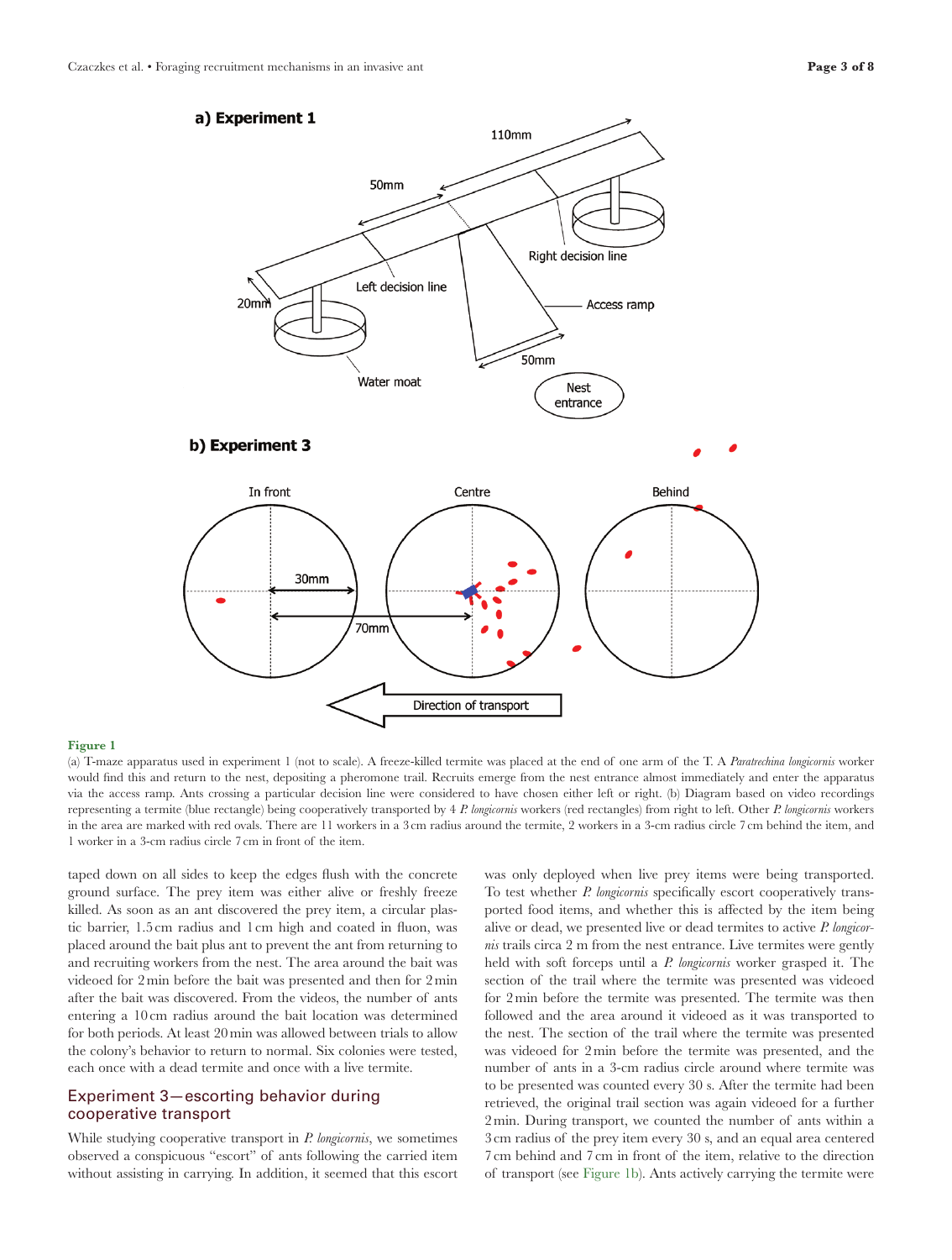**Figure 1**

(a) T-maze apparatus used in experiment 1 (not to scale). A freeze-killed termite was placed at the end of one arm of the T. A *Paratrechina longicornis* worker would find this and return to the nest, depositing a pheromone trail. Recruits emerge from the nest entrance almost immediately and enter the apparatus via the access ramp. Ants crossing a particular decision line were considered to have chosen either left or right. (b) Diagram based on video recordings representing a termite (blue rectangle) being cooperatively transported by 4 *P. longicornis* workers (red rectangles) from right to left. Other *P. longicornis* workers in the area are marked with red ovals. There are 11 workers in a 3 cm radius around the termite, 2 workers in a 3-cm radius circle 7 cm behind the item, and 1 worker in a 3-cm radius circle 7 cm in front of the item.

taped down on all sides to keep the edges flush with the concrete ground surface. The prey item was either alive or freshly freeze killed. As soon as an ant discovered the prey item, a circular plastic barrier, 1.5 cm radius and 1 cm high and coated in fluon, was placed around the bait plus ant to prevent the ant from returning to and recruiting workers from the nest. The area around the bait was videoed for 2 min before the bait was presented and then for 2 min after the bait was discovered. From the videos, the number of ants entering a 10 cm radius around the bait location was determined for both periods. At least 20 min was allowed between trials to allow the colony's behavior to return to normal. Six colonies were tested, each once with a dead termite and once with a live termite.

## Experiment 3—escorting behavior during cooperative transport

While studying cooperative transport in *P. longicornis*, we sometimes observed a conspicuous "escort" of ants following the carried item without assisting in carrying. In addition, it seemed that this escort was only deployed when live prey items were being transported. To test whether *P. longicornis* specifically escort cooperatively transported food items, and whether this is affected by the item being alive or dead, we presented live or dead termites to active *P. longicornis* trails circa 2 m from the nest entrance. Live termites were gently held with soft forceps until a *P. longicornis* worker grasped it. The section of the trail where the termite was presented was videoed for 2 min before the termite was presented. The termite was then followed and the area around it videoed as it was transported to the nest. The section of the trail where the termite was presented was videoed for 2 min before the termite was presented, and the number of ants in a 3-cm radius circle around where termite was to be presented was counted every 30 s. After the termite had been retrieved, the original trail section was again videoed for a further 2 min. During transport, we counted the number of ants within a 3 cm radius of the prey item every 30 s, and an equal area centered 7 cm behind and 7 cm in front of the item, relative to the direction of transport (see Figure 1b). Ants actively carrying the termite were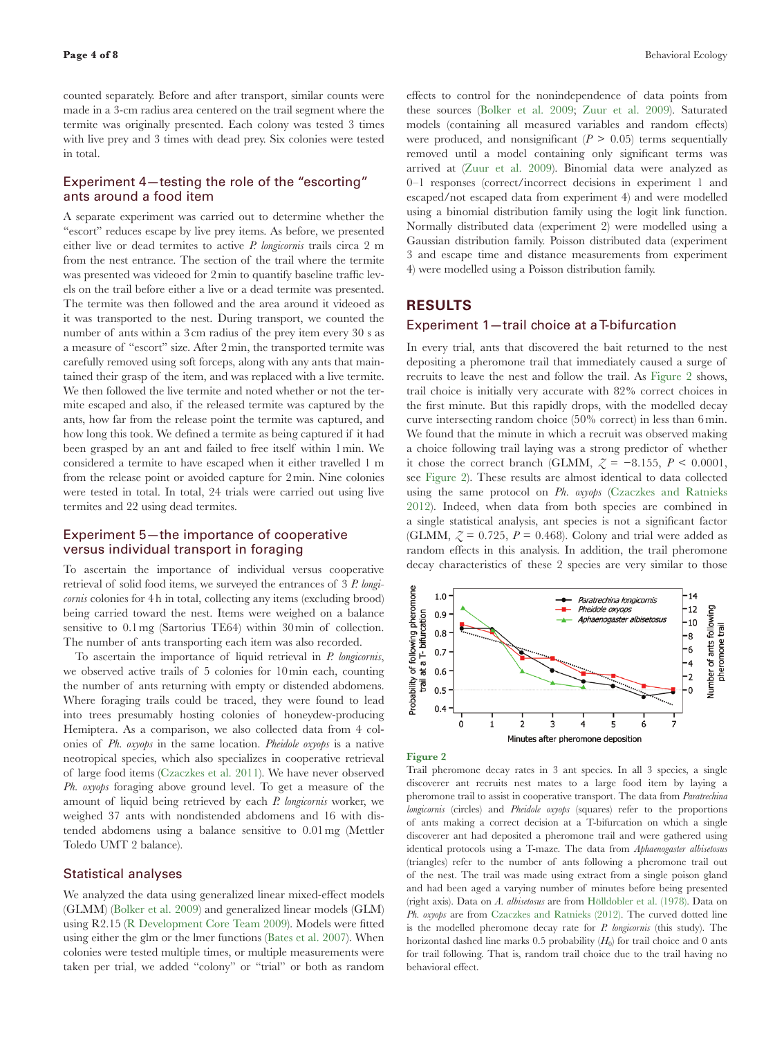counted separately. Before and after transport, similar counts were made in a 3-cm radius area centered on the trail segment where the termite was originally presented. Each colony was tested 3 times with live prey and 3 times with dead prey. Six colonies were tested in total.

### Experiment 4—testing the role of the "escorting" ants around a food item

A separate experiment was carried out to determine whether the "escort" reduces escape by live prey items. As before, we presented either live or dead termites to active *P. longicornis* trails circa 2 m from the nest entrance. The section of the trail where the termite was presented was videoed for 2 min to quantify baseline traffic levels on the trail before either a live or a dead termite was presented. The termite was then followed and the area around it videoed as it was transported to the nest. During transport, we counted the number of ants within a 3 cm radius of the prey item every 30 s as a measure of "escort" size. After 2 min, the transported termite was carefully removed using soft forceps, along with any ants that maintained their grasp of the item, and was replaced with a live termite. We then followed the live termite and noted whether or not the termite escaped and also, if the released termite was captured by the ants, how far from the release point the termite was captured, and how long this took. We defined a termite as being captured if it had been grasped by an ant and failed to free itself within 1 min. We considered a termite to have escaped when it either travelled 1 m from the release point or avoided capture for 2 min. Nine colonies were tested in total. In total, 24 trials were carried out using live termites and 22 using dead termites.

### Experiment 5—the importance of cooperative versus individual transport in foraging

To ascertain the importance of individual versus cooperative retrieval of solid food items, we surveyed the entrances of 3 *P. longicornis* colonies for 4 h in total, collecting any items (excluding brood) being carried toward the nest. Items were weighed on a balance sensitive to 0.1 mg (Sartorius TE64) within 30 min of collection. The number of ants transporting each item was also recorded.

To ascertain the importance of liquid retrieval in *P. longicornis*, we observed active trails of 5 colonies for 10 min each, counting the number of ants returning with empty or distended abdomens. Where foraging trails could be traced, they were found to lead into trees presumably hosting colonies of honeydew-producing Hemiptera. As a comparison, we also collected data from 4 colonies of *Ph. oxyops* in the same location. *Pheidole oxyops* is a native neotropical species, which also specializes in cooperative retrieval of large food items (Czaczkes et al. 2011). We have never observed *Ph. oxyops* foraging above ground level. To get a measure of the amount of liquid being retrieved by each *P. longicornis* worker, we weighed 37 ants with nondistended abdomens and 16 with distended abdomens using a balance sensitive to 0.01 mg (Mettler Toledo UMT 2 balance).

### Statistical analyses

We analyzed the data using generalized linear mixed-effect models (GLMM) (Bolker et al. 2009) and generalized linear models (GLM) using R2.15 (R Development Core Team 2009). Models were fitted using either the glm or the lmer functions (Bates et al. 2007). When colonies were tested multiple times, or multiple measurements were taken per trial, we added "colony" or "trial" or both as random effects to control for the nonindependence of data points from these sources (Bolker et al. 2009; Zuur et al. 2009). Saturated models (containing all measured variables and random effects) were produced, and nonsignificant ($P > 0.05$) terms sequentially removed until a model containing only significant terms was arrived at (Zuur et al. 2009). Binomial data were analyzed as 0–1 responses (correct/incorrect decisions in experiment 1 and escaped/not escaped data from experiment 4) and were modelled using a binomial distribution family using the logit link function. Normally distributed data (experiment 2) were modelled using a Gaussian distribution family. Poisson distributed data (experiment 3 and escape time and distance measurements from experiment 4) were modelled using a Poisson distribution family.

## RESULTS

### Experiment 1—trail choice at a T-bifurcation

In every trial, ants that discovered the bait returned to the nest depositing a pheromone trail that immediately caused a surge of recruits to leave the nest and follow the trail. As Figure 2 shows, trail choice is initially very accurate with 82% correct choices in the first minute. But this rapidly drops, with the modelled decay curve intersecting random choice (50% correct) in less than 6 min. We found that the minute in which a recruit was observed making a choice following trail laying was a strong predictor of whether it chose the correct branch (GLMM, $Z = -8.155$, $P < 0.0001$, see Figure 2). These results are almost identical to data collected using the same protocol on *Ph. oxyops* (Czaczkes and Ratnieks 2012). Indeed, when data from both species are combined in a single statistical analysis, ant species is not a significant factor (GLMM, $Z = 0.725$, $P = 0.468$). Colony and trial were added as random effects in this analysis. In addition, the trail pheromone decay characteristics of these 2 species are very similar to those

**Figure 2**
Trail pheromone decay rates in 3 ant species. In all 3 species, a single discoverer ant recruits nest mates to a large food item by laying a pheromone trail to assist in cooperative transport. The data from *Paratrechina longicornis* (circles) and *Pheidole oxyops* (squares) refer to the proportions of ants making a correct decision at a T-bifurcation on which a single discoverer ant had deposited a pheromone trail and were gathered using identical protocols using a T-maze. The data from *Aphaenogaster albisetosus* (triangles) refer to the number of ants following a pheromone trail out of the nest. The trail was made using extract from a single poison gland and had been aged a varying number of minutes before being presented (right axis). Data on *A. albisetosus* are from Hölldobler et al. (1978). Data on *Ph. oxyops* are from Czaczkes and Ratnieks (2012). The curved dotted line is the modelled pheromone decay rate for *P. longicornis* (this study). The horizontal dashed line marks 0.5 probability ($H_0$) for trail choice and 0 ants for trail following. That is, random trail choice due to the trail having no behavioral effect.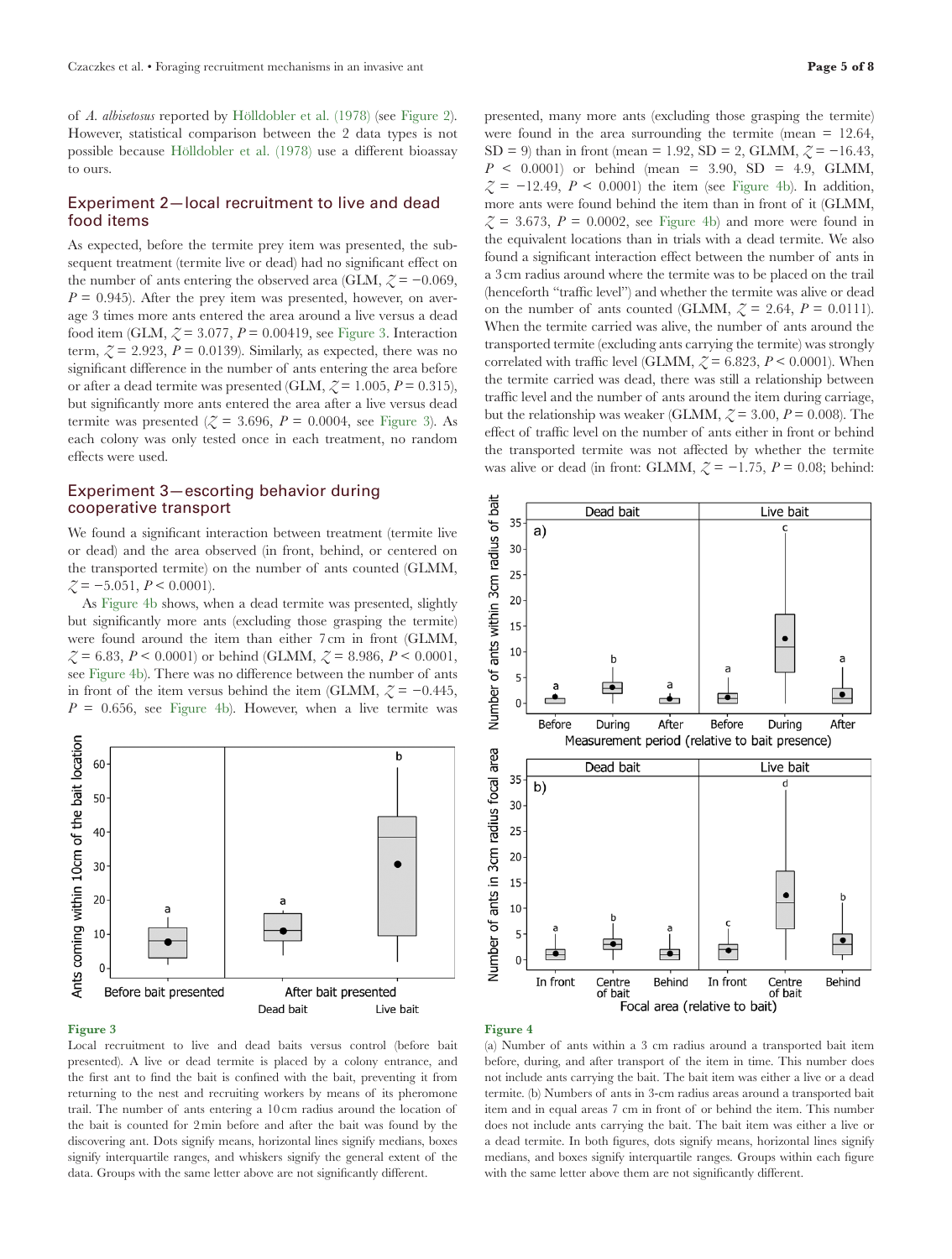of *A. albisetosus* reported by Hölldobler et al. (1978) (see Figure 2). However, statistical comparison between the 2 data types is not possible because Hölldobler et al. (1978) use a different bioassay to ours.

## Experiment 2—local recruitment to live and dead food items

As expected, before the termite prey item was presented, the subsequent treatment (termite live or dead) had no significant effect on the number of ants entering the observed area (GLM, $Z = -0.069$, $P = 0.945$). After the prey item was presented, however, on average 3 times more ants entered the area around a live versus a dead food item (GLM, $Z = 3.077$, $P = 0.00419$, see Figure 3. Interaction term, $Z = 2.923$, $P = 0.0139$). Similarly, as expected, there was no significant difference in the number of ants entering the area before or after a dead termite was presented (GLM, $Z = 1.005$, $P = 0.315$), but significantly more ants entered the area after a live versus dead termite was presented ($Z = 3.696$, $P = 0.0004$, see Figure 3). As each colony was only tested once in each treatment, no random effects were used.

## Experiment 3—escorting behavior during cooperative transport

We found a significant interaction between treatment (termite live or dead) and the area observed (in front, behind, or centered on the transported termite) on the number of ants counted (GLMM, $Z = -5.051$, $P < 0.0001$).

As Figure 4b shows, when a dead termite was presented, slightly but significantly more ants (excluding those grasping the termite) were found around the item than either 7 cm in front (GLMM, $Z = 6.83$, $P < 0.0001$) or behind (GLMM, $Z = 8.986$, $P < 0.0001$, see Figure 4b). There was no difference between the number of ants in front of the item versus behind the item (GLMM, $Z = -0.445$, $P = 0.656$, see Figure 4b). However, when a live termite was presented, many more ants (excluding those grasping the termite) were found in the area surrounding the termite (mean = 12.64, SD = 9) than in front (mean = 1.92, SD = 2, GLMM, $Z = -16.43$, $P < 0.0001$) or behind (mean = 3.90, SD = 4.9, GLMM, $Z = -12.49$, $P < 0.0001$) the item (see Figure 4b). In addition, more ants were found behind the item than in front of it (GLMM, $Z = 3.673$, $P = 0.0002$, see Figure 4b) and more were found in the equivalent locations than in trials with a dead termite. We also found a significant interaction effect between the number of ants in a 3 cm radius around where the termite was to be placed on the trail (henceforth "traffic level") and whether the termite was alive or dead on the number of ants counted (GLMM, $Z = 2.64$, $P = 0.0111$). When the termite carried was alive, the number of ants around the transported termite (excluding ants carrying the termite) was strongly correlated with traffic level (GLMM, $Z = 6.823$, $P < 0.0001$). When the termite carried was dead, there was still a relationship between traffic level and the number of ants around the item during carriage, but the relationship was weaker (GLMM, $Z = 3.00$, $P = 0.008$). The effect of traffic level on the number of ants either in front or behind the transported termite was not affected by whether the termite was alive or dead (in front: GLMM, $Z = -1.75$, $P = 0.08$; behind:

**Figure 3**
Local recruitment to live and dead baits versus control (before bait presented). A live or dead termite is placed by a colony entrance, and the first ant to find the bait is confined with the bait, preventing it from returning to the nest and recruiting workers by means of its pheromone trail. The number of ants entering a 10 cm radius around the location of the bait is counted for 2 min before and after the bait was found by the discovering ant. Dots signify means, horizontal lines signify medians, boxes signify interquartile ranges, and whiskers signify the general extent of the data. Groups with the same letter above are not significantly different.

**Figure 4**
(a) Number of ants within a 3 cm radius around a transported bait item before, during, and after transport of the item in time. This number does not include ants carrying the bait. The bait item was either a live or a dead termite. (b) Numbers of ants in 3-cm radius areas around a transported bait item and in equal areas 7 cm in front of or behind the item. This number does not include ants carrying the bait. The bait item was either a live or a dead termite. In both figures, dots signify means, horizontal lines signify medians, and boxes signify interquartile ranges. Groups within each figure with the same letter above them are not significantly different.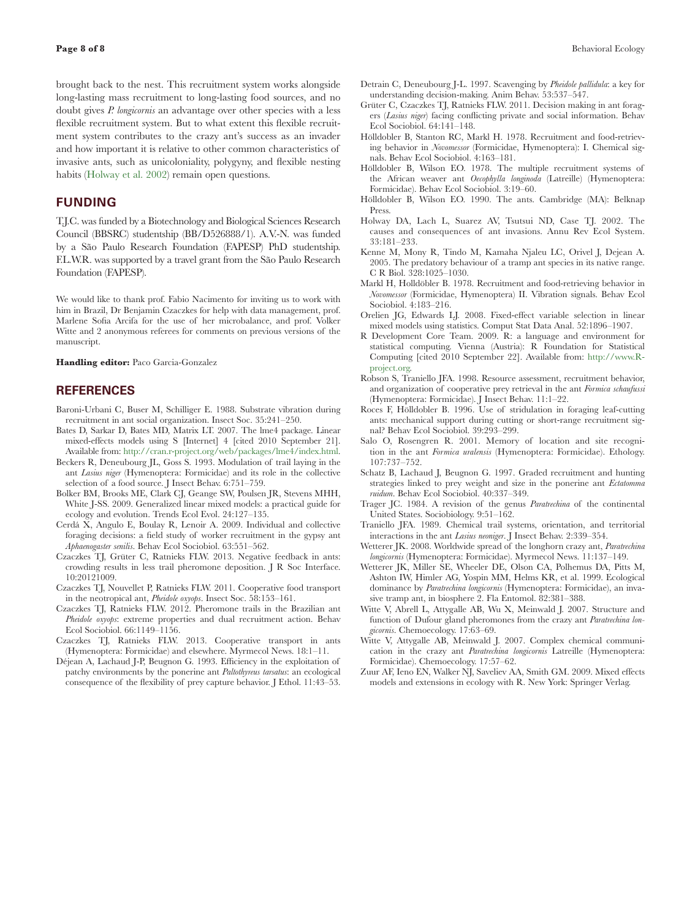brought back to the nest. This recruitment system works alongside long-lasting mass recruitment to long-lasting food sources, and no doubt gives *P. longicornis* an advantage over other species with a less flexible recruitment system. But to what extent this flexible recruitment system contributes to the crazy ant's success as an invader and how important it is relative to other common characteristics of invasive ants, such as unicoloniality, polygyny, and flexible nesting habits (Holway et al. 2002) remain open questions.

## FUNDING

T.J.C. was funded by a Biotechnology and Biological Sciences Research Council (BBSRC) studentship (BB/D526888/1). A.V.-N. was funded by a São Paulo Research Foundation (FAPESP) PhD studentship. F.L.W.R. was supported by a travel grant from the São Paulo Research Foundation (FAPESP).

We would like to thank prof. Fabio Nacimento for inviting us to work with him in Brazil, Dr Benjamin Czaczkes for help with data management, prof. Marlene Sofia Arcifa for the use of her microbalance, and prof. Volker Witte and 2 anonymous referees for comments on previous versions of the manuscript.

**Handling editor:** Paco Garcia-Gonzalez

## REFERENCES

Baroni-Urbani C, Buser M, Schilliger E. 1988. Substrate vibration during recruitment in ant social organization. Insect Soc. 35:241–250.

Bates D, Sarkar D, Bates MD, Matrix LT. 2007. The lme4 package. Linear mixed-effects models using S [Internet] 4 [cited 2010 September 21]. Available from: http://cran.r-project.org/web/packages/lme4/index.html.

Beckers R, Deneubourg JL, Goss S. 1993. Modulation of trail laying in the ant *Lasius niger* (Hymenoptera: Formicidae) and its role in the collective selection of a food source. J Insect Behav. 6:751–759.

Bolker BM, Brooks ME, Clark CJ, Geange SW, Poulsen JR, Stevens MHH, White J-SS. 2009. Generalized linear mixed models: a practical guide for ecology and evolution. Trends Ecol Evol. 24:127–135.

Cerdá X, Angulo E, Boulay R, Lenoir A. 2009. Individual and collective foraging decisions: a field study of worker recruitment in the gypsy ant *Aphaenogaster senilis*. Behav Ecol Sociobiol. 63:551–562.

Czaczkes TJ, Grüter C, Ratnieks FLW. 2013. Negative feedback in ants: crowding results in less trail pheromone deposition. J R Soc Interface. 10:20121009.

Czaczkes TJ, Nouvellet P, Ratnieks FLW. 2011. Cooperative food transport in the neotropical ant, *Pheidole oxyops*. Insect Soc. 58:153–161.

Czaczkes TJ, Ratnieks FLW. 2012. Pheromone trails in the Brazilian ant *Pheidole oxyops*: extreme properties and dual recruitment action. Behav Ecol Sociobiol. 66:1149–1156.

Czaczkes TJ, Ratnieks FLW. 2013. Cooperative transport in ants (Hymenoptera: Formicidae) and elsewhere. Myrmecol News. 18:1–11.

Déjean A, Lachaud J-P, Beugnon G. 1993. Efficiency in the exploitation of patchy environments by the ponerine ant *Paltothyreus tarsatus*: an ecological consequence of the flexibility of prey capture behavior. J Ethol. 11:43–53.

Detrain C, Deneubourg J-L. 1997. Scavenging by *Pheidole pallidula*: a key for understanding decision-making. Anim Behav. 53:537–547.

Grüter C, Czaczkes TJ, Ratnieks FLW. 2011. Decision making in ant foragers (*Lasius niger*) facing conflicting private and social information. Behav Ecol Sociobiol. 64:141–148.

Hölldobler B, Stanton RC, Markl H. 1978. Recruitment and food-retrieving behavior in *Novomessor* (Formicidae, Hymenoptera): I. Chemical signals. Behav Ecol Sociobiol. 4:163–181.

Hölldobler B, Wilson EO. 1978. The multiple recruitment systems of the African weaver ant *Oecophylla longinoda* (Latreille) (Hymenoptera: Formicidae). Behav Ecol Sociobiol. 3:19–60.

Hölldobler B, Wilson EO. 1990. The ants. Cambridge (MA): Belknap Press.

Holway DA, Lach L, Suarez AV, Tsutsui ND, Case TJ. 2002. The causes and consequences of ant invasions. Annu Rev Ecol System. 33:181–233.

Kenne M, Mony R, Tindo M, Kamaha Njaleu LC, Orivel J, Dejean A. 2005. The predatory behaviour of a tramp ant species in its native range. C R Biol. 328:1025–1030.

Markl H, Holldöbler B. 1978. Recruitment and food-retrieving behavior in *Novomessor* (Formicidae, Hymenoptera) II. Vibration signals. Behav Ecol Sociobiol. 4:183–216.

Orelien JG, Edwards LJ. 2008. Fixed-effect variable selection in linear mixed models using statistics. Comput Stat Data Anal. 52:1896–1907.

R Development Core Team. 2009. R: a language and environment for statistical computing. Vienna (Austria): R Foundation for Statistical Computing [cited 2010 September 22]. Available from: http://www.R-project.org.

Robson S, Traniello JFA. 1998. Resource assessment, recruitment behavior, and organization of cooperative prey retrieval in the ant *Formica schaufussi* (Hymenoptera: Formicidae). J Insect Behav. 11:1–22.

Roces F, Hölldobler B. 1996. Use of stridulation in foraging leaf-cutting ants: mechanical support during cutting or short-range recruitment signal? Behav Ecol Sociobiol. 39:293–299.

Salo O, Rosengren R. 2001. Memory of location and site recognition in the ant *Formica uralensis* (Hymenoptera: Formicidae). Ethology. 107:737–752.

Schatz B, Lachaud J, Beugnon G. 1997. Graded recruitment and hunting strategies linked to prey weight and size in the ponerine ant *Ectatomma ruidum*. Behav Ecol Sociobiol. 40:337–349.

Trager JC. 1984. A revision of the genus *Paratrechina* of the continental United States. Sociobiology. 9:51–162.

Traniello JFA. 1989. Chemical trail systems, orientation, and territorial interactions in the ant *Lasius neoniger*. J Insect Behav. 2:339–354.

Wetterer JK. 2008. Worldwide spread of the longhorn crazy ant, *Paratrechina longicornis* (Hymenoptera: Formicidae). Myrmecol News. 11:137–149.

Wetterer JK, Miller SE, Wheeler DE, Olson CA, Polhemus DA, Pitts M, Ashton IW, Himler AG, Yospin MM, Helms KR, et al. 1999. Ecological dominance by *Paratrechina longicornis* (Hymenoptera: Formicidae), an invasive tramp ant, in biosphere 2. Fla Entomol. 82:381–388.

Witte V, Abrell L, Attygalle AB, Wu X, Meinwald J. 2007. Structure and function of Dufour gland pheromones from the crazy ant *Paratrechina longicornis*. Chemoecology. 17:63–69.

Witte V, Attygalle AB, Meinwald J. 2007. Complex chemical communication in the crazy ant *Paratrechina longicornis* Latreille (Hymenoptera: Formicidae). Chemoecology. 17:57–62.

Zuur AF, Ieno EN, Walker NJ, Saveliev AA, Smith GM. 2009. Mixed effects models and extensions in ecology with R. New York: Springer Verlag.